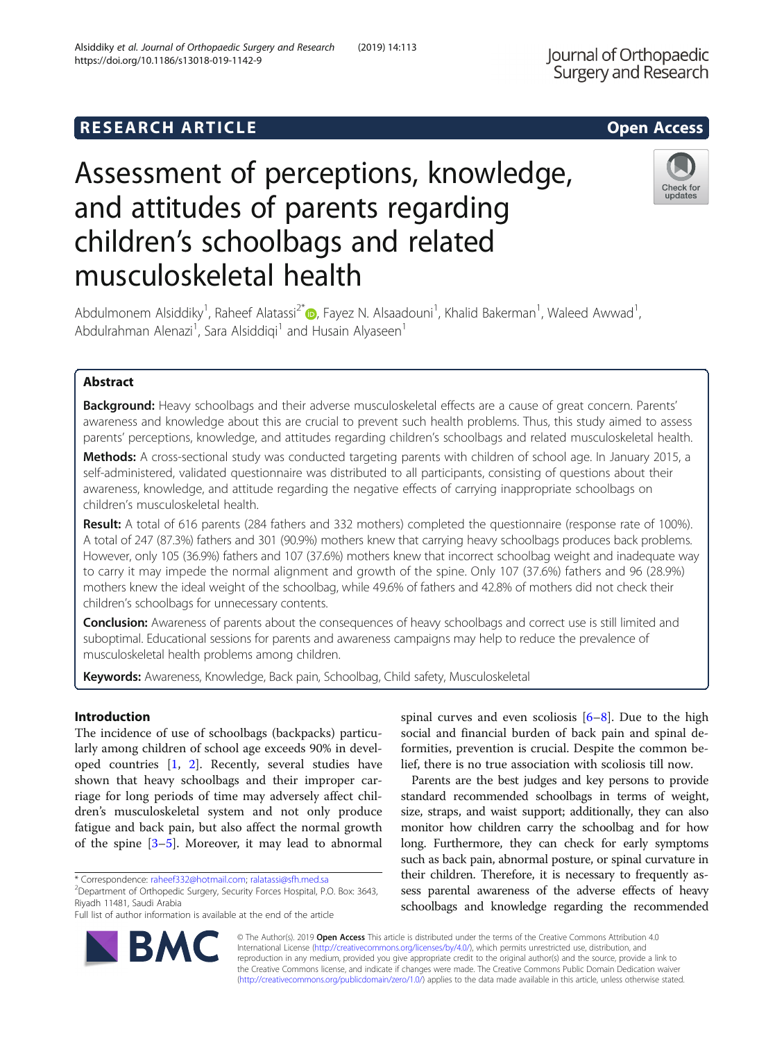RESEARCH ARTICLE

Open Access

# Assessment of perceptions, knowledge, and attitudes of parents regarding children's schoolbags and related musculoskeletal health

Abdulmonem Alsiddiky[1], Raheef Alatassi[2*], Fayez N. Alsaadouni[1], Khalid Bakerman[1], Waleed Awwad[1], Abdulrahman Alenazi[1], Sara Alsiddiqi[1] and Husain Alyaseen[1]

## Abstract

**Background:** Heavy schoolbags and their adverse musculoskeletal effects are a cause of great concern. Parents' awareness and knowledge about this are crucial to prevent such health problems. Thus, this study aimed to assess parents' perceptions, knowledge, and attitudes regarding children's schoolbags and related musculoskeletal health.

**Methods:** A cross-sectional study was conducted targeting parents with children of school age. In January 2015, a self-administered, validated questionnaire was distributed to all participants, consisting of questions about their awareness, knowledge, and attitude regarding the negative effects of carrying inappropriate schoolbags on children's musculoskeletal health.

**Result:** A total of 616 parents (284 fathers and 332 mothers) completed the questionnaire (response rate of 100%). A total of 247 (87.3%) fathers and 301 (90.9%) mothers knew that carrying heavy schoolbags produces back problems. However, only 105 (36.9%) fathers and 107 (37.6%) mothers knew that incorrect schoolbag weight and inadequate way to carry it may impede the normal alignment and growth of the spine. Only 107 (37.6%) fathers and 96 (28.9%) mothers knew the ideal weight of the schoolbag, while 49.6% of fathers and 42.8% of mothers did not check their children's schoolbags for unnecessary contents.

**Conclusion:** Awareness of parents about the consequences of heavy schoolbags and correct use is still limited and suboptimal. Educational sessions for parents and awareness campaigns may help to reduce the prevalence of musculoskeletal health problems among children.

**Keywords:** Awareness, Knowledge, Back pain, Schoolbag, Child safety, Musculoskeletal

## Introduction

The incidence of use of schoolbags (backpacks) particularly among children of school age exceeds 90% in developed countries [1, 2]. Recently, several studies have shown that heavy schoolbags and their improper carriage for long periods of time may adversely affect children's musculoskeletal system and not only produce fatigue and back pain, but also affect the normal growth of the spine [3–5]. Moreover, it may lead to abnormal spinal curves and even scoliosis [6–8]. Due to the high social and financial burden of back pain and spinal deformities, prevention is crucial. Despite the common belief, there is no true association with scoliosis till now.

Parents are the best judges and key persons to provide standard recommended schoolbags in terms of weight, size, straps, and waist support; additionally, they can also monitor how children carry the schoolbag and for how long. Furthermore, they can check for early symptoms such as back pain, abnormal posture, or spinal curvature in their children. Therefore, it is necessary to frequently assess parental awareness of the adverse effects of heavy schoolbags and knowledge regarding the recommended

\* Correspondence: raheef332@hotmail.com; ralatassi@sfh.med.sa
[2]Department of Orthopedic Surgery, Security Forces Hospital, P.O. Box: 3643, Riyadh 11481, Saudi Arabia
Full list of author information is available at the end of the article

© The Author(s). 2019 **Open Access** This article is distributed under the terms of the Creative Commons Attribution 4.0 International License (http://creativecommons.org/licenses/by/4.0/), which permits unrestricted use, distribution, and reproduction in any medium, provided you give appropriate credit to the original author(s) and the source, provide a link to the Creative Commons license, and indicate if changes were made. The Creative Commons Public Domain Dedication waiver (http://creativecommons.org/publicdomain/zero/1.0/) applies to the data made available in this article, unless otherwise stated.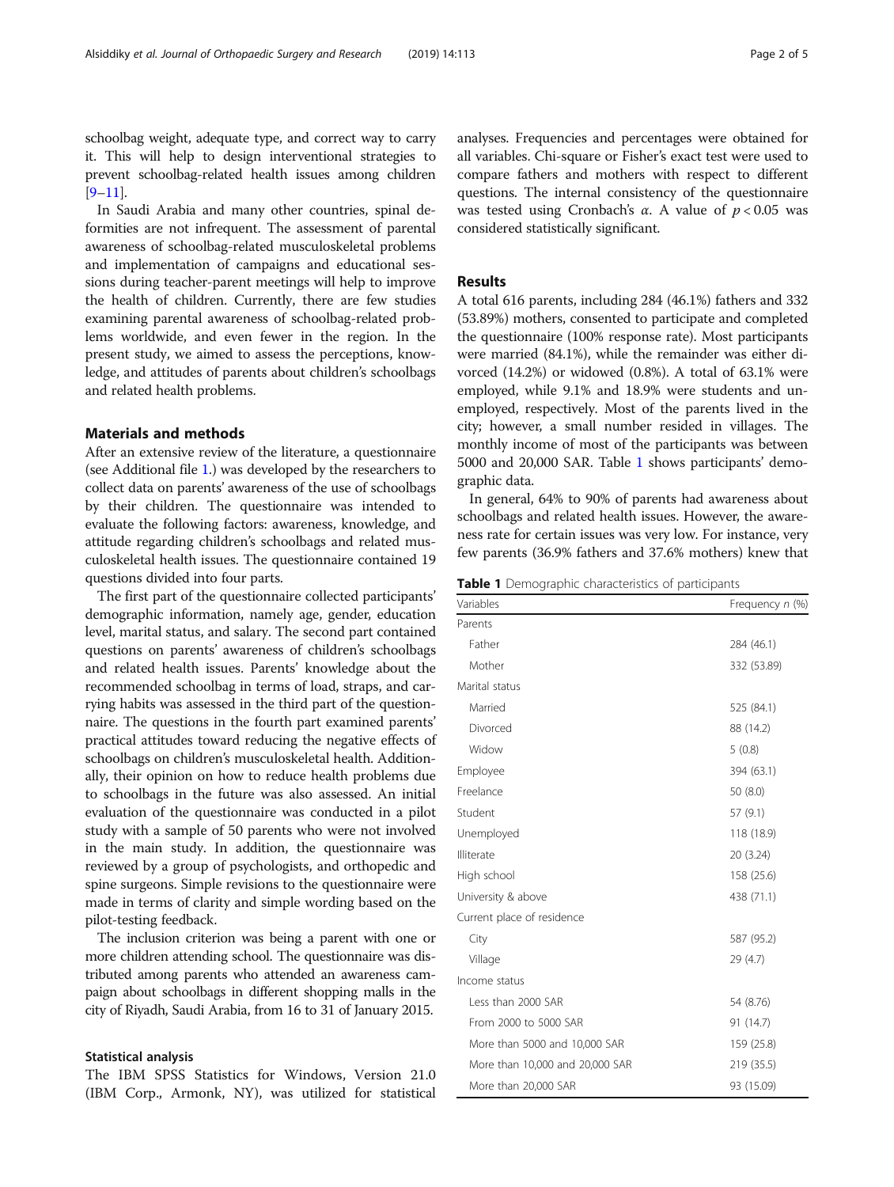schoolbag weight, adequate type, and correct way to carry it. This will help to design interventional strategies to prevent schoolbag-related health issues among children [9–11].

In Saudi Arabia and many other countries, spinal deformities are not infrequent. The assessment of parental awareness of schoolbag-related musculoskeletal problems and implementation of campaigns and educational sessions during teacher-parent meetings will help to improve the health of children. Currently, there are few studies examining parental awareness of schoolbag-related problems worldwide, and even fewer in the region. In the present study, we aimed to assess the perceptions, knowledge, and attitudes of parents about children's schoolbags and related health problems.

## Materials and methods

After an extensive review of the literature, a questionnaire (see Additional file 1.) was developed by the researchers to collect data on parents' awareness of the use of schoolbags by their children. The questionnaire was intended to evaluate the following factors: awareness, knowledge, and attitude regarding children's schoolbags and related musculoskeletal health issues. The questionnaire contained 19 questions divided into four parts.

The first part of the questionnaire collected participants' demographic information, namely age, gender, education level, marital status, and salary. The second part contained questions on parents' awareness of children's schoolbags and related health issues. Parents' knowledge about the recommended schoolbag in terms of load, straps, and carrying habits was assessed in the third part of the questionnaire. The questions in the fourth part examined parents' practical attitudes toward reducing the negative effects of schoolbags on children's musculoskeletal health. Additionally, their opinion on how to reduce health problems due to schoolbags in the future was also assessed. An initial evaluation of the questionnaire was conducted in a pilot study with a sample of 50 parents who were not involved in the main study. In addition, the questionnaire was reviewed by a group of psychologists, and orthopedic and spine surgeons. Simple revisions to the questionnaire were made in terms of clarity and simple wording based on the pilot-testing feedback.

The inclusion criterion was being a parent with one or more children attending school. The questionnaire was distributed among parents who attended an awareness campaign about schoolbags in different shopping malls in the city of Riyadh, Saudi Arabia, from 16 to 31 of January 2015.

### Statistical analysis

The IBM SPSS Statistics for Windows, Version 21.0 (IBM Corp., Armonk, NY), was utilized for statistical analyses. Frequencies and percentages were obtained for all variables. Chi-square or Fisher's exact test were used to compare fathers and mothers with respect to different questions. The internal consistency of the questionnaire was tested using Cronbach's $\alpha$. A value of $p < 0.05$ was considered statistically significant.

## Results

A total 616 parents, including 284 (46.1%) fathers and 332 (53.89%) mothers, consented to participate and completed the questionnaire (100% response rate). Most participants were married (84.1%), while the remainder was either divorced (14.2%) or widowed (0.8%). A total of 63.1% were employed, while 9.1% and 18.9% were students and unemployed, respectively. Most of the parents lived in the city; however, a small number resided in villages. The monthly income of most of the participants was between 5000 and 20,000 SAR. Table 1 shows participants' demographic data.

In general, 64% to 90% of parents had awareness about schoolbags and related health issues. However, the awareness rate for certain issues was very low. For instance, very few parents (36.9% fathers and 37.6% mothers) knew that

**Table 1** Demographic characteristics of participants

| Variables | Frequency *n* (%) |
|---|---|
| Parents | |
| Father | 284 (46.1) |
| Mother | 332 (53.89) |
| Marital status | |
| Married | 525 (84.1) |
| Divorced | 88 (14.2) |
| Widow | 5 (0.8) |
| Employee | 394 (63.1) |
| Freelance | 50 (8.0) |
| Student | 57 (9.1) |
| Unemployed | 118 (18.9) |
| Illiterate | 20 (3.24) |
| High school | 158 (25.6) |
| University & above | 438 (71.1) |
| Current place of residence | |
| City | 587 (95.2) |
| Village | 29 (4.7) |
| Income status | |
| Less than 2000 SAR | 54 (8.76) |
| From 2000 to 5000 SAR | 91 (14.7) |
| More than 5000 and 10,000 SAR | 159 (25.8) |
| More than 10,000 and 20,000 SAR | 219 (35.5) |
| More than 20,000 SAR | 93 (15.09) |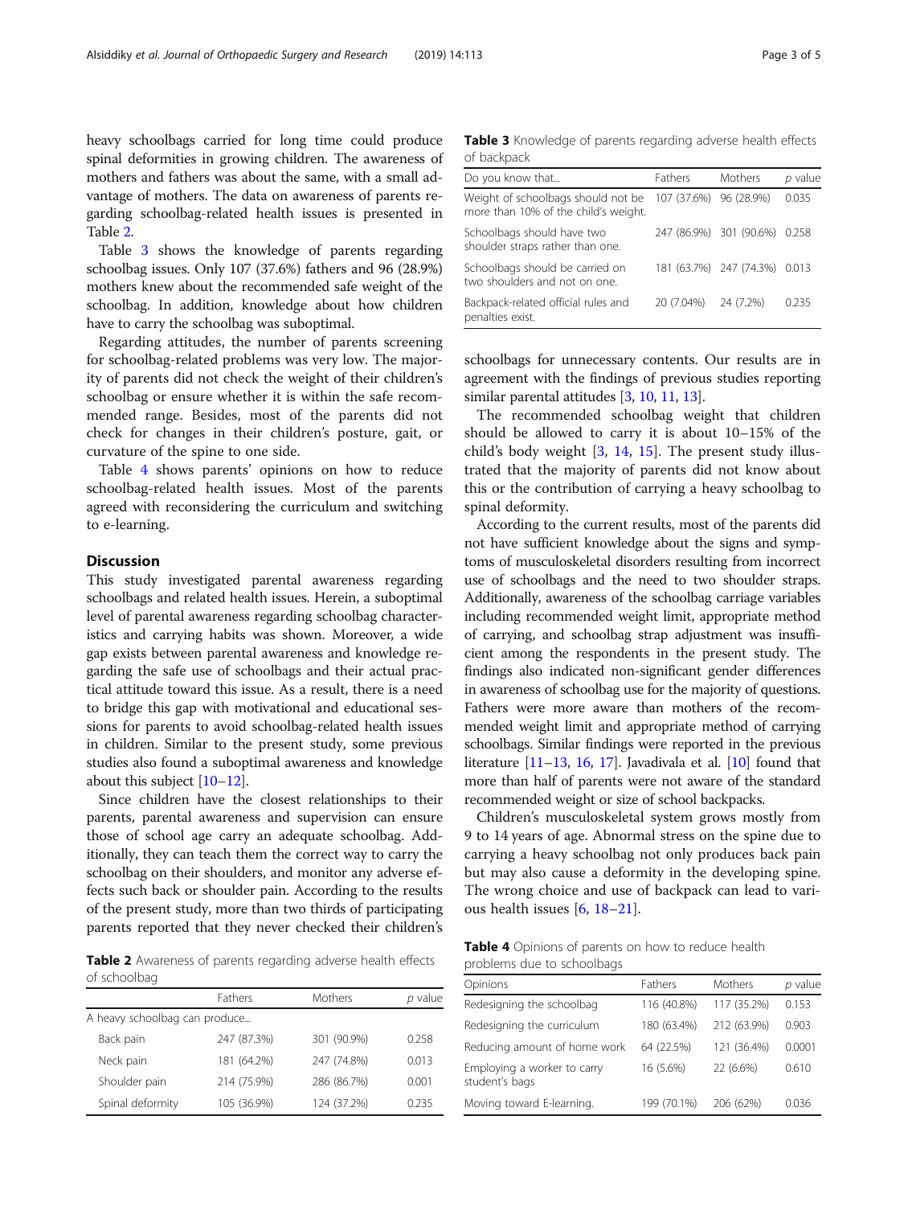heavy schoolbags carried for long time could produce spinal deformities in growing children. The awareness of mothers and fathers was about the same, with a small advantage of mothers. The data on awareness of parents regarding schoolbag-related health issues is presented in Table 2.

Table 3 shows the knowledge of parents regarding schoolbag issues. Only 107 (37.6%) fathers and 96 (28.9%) mothers knew about the recommended safe weight of the schoolbag. In addition, knowledge about how children have to carry the schoolbag was suboptimal.

Regarding attitudes, the number of parents screening for schoolbag-related problems was very low. The majority of parents did not check the weight of their children's schoolbag or ensure whether it is within the safe recommended range. Besides, most of the parents did not check for changes in their children's posture, gait, or curvature of the spine to one side.

Table 4 shows parents' opinions on how to reduce schoolbag-related health issues. Most of the parents agreed with reconsidering the curriculum and switching to e-learning.

## Discussion

This study investigated parental awareness regarding schoolbags and related health issues. Herein, a suboptimal level of parental awareness regarding schoolbag characteristics and carrying habits was shown. Moreover, a wide gap exists between parental awareness and knowledge regarding the safe use of schoolbags and their actual practical attitude toward this issue. As a result, there is a need to bridge this gap with motivational and educational sessions for parents to avoid schoolbag-related health issues in children. Similar to the present study, some previous studies also found a suboptimal awareness and knowledge about this subject [10–12].

Since children have the closest relationships to their parents, parental awareness and supervision can ensure those of school age carry an adequate schoolbag. Additionally, they can teach them the correct way to carry the schoolbag on their shoulders, and monitor any adverse effects such back or shoulder pain. According to the results of the present study, more than two thirds of participating parents reported that they never checked their children's schoolbags for unnecessary contents. Our results are in agreement with the findings of previous studies reporting similar parental attitudes [3, 10, 11, 13].

The recommended schoolbag weight that children should be allowed to carry it is about 10–15% of the child's body weight [3, 14, 15]. The present study illustrated that the majority of parents did not know about this or the contribution of carrying a heavy schoolbag to spinal deformity.

According to the current results, most of the parents did not have sufficient knowledge about the signs and symptoms of musculoskeletal disorders resulting from incorrect use of schoolbags and the need to two shoulder straps. Additionally, awareness of the schoolbag carriage variables including recommended weight limit, appropriate method of carrying, and schoolbag strap adjustment was insufficient among the respondents in the present study. The findings also indicated non-significant gender differences in awareness of schoolbag use for the majority of questions. Fathers were more aware than mothers of the recommended weight limit and appropriate method of carrying schoolbags. Similar findings were reported in the previous literature [11–13, 16, 17]. Javadivala et al. [10] found that more than half of parents were not aware of the standard recommended weight or size of school backpacks.

Children's musculoskeletal system grows mostly from 9 to 14 years of age. Abnormal stress on the spine due to carrying a heavy schoolbag not only produces back pain but may also cause a deformity in the developing spine. The wrong choice and use of backpack can lead to various health issues [6, 18–21].

**Table 2** Awareness of parents regarding adverse health effects of schoolbag

| | Fathers | Mothers | *p* value |
|---|---|---|---|
| A heavy schoolbag can produce... | | | |
| Back pain | 247 (87.3%) | 301 (90.9%) | 0.258 |
| Neck pain | 181 (64.2%) | 247 (74.8%) | 0.013 |
| Shoulder pain | 214 (75.9%) | 286 (86.7%) | 0.001 |
| Spinal deformity | 105 (36.9%) | 124 (37.2%) | 0.235 |

**Table 3** Knowledge of parents regarding adverse health effects of backpack

| Do you know that... | Fathers | Mothers | *p* value |
|---|---|---|---|
| Weight of schoolbags should not be more than 10% of the child's weight. | 107 (37.6%) | 96 (28.9%) | 0.035 |
| Schoolbags should have two shoulder straps rather than one. | 247 (86.9%) | 301 (90.6%) | 0.258 |
| Schoolbags should be carried on two shoulders and not on one. | 181 (63.7%) | 247 (74.3%) | 0.013 |
| Backpack-related official rules and penalties exist. | 20 (7.04%) | 24 (7.2%) | 0.235 |

**Table 4** Opinions of parents on how to reduce health problems due to schoolbags

| Opinions | Fathers | Mothers | *p* value |
|---|---|---|---|
| Redesigning the schoolbag | 116 (40.8%) | 117 (35.2%) | 0.153 |
| Redesigning the curriculum | 180 (63.4%) | 212 (63.9%) | 0.903 |
| Reducing amount of home work | 64 (22.5%) | 121 (36.4%) | 0.0001 |
| Employing a worker to carry student's bags | 16 (5.6%) | 22 (6.6%) | 0.610 |
| Moving toward E-learning. | 199 (70.1%) | 206 (62%) | 0.036 |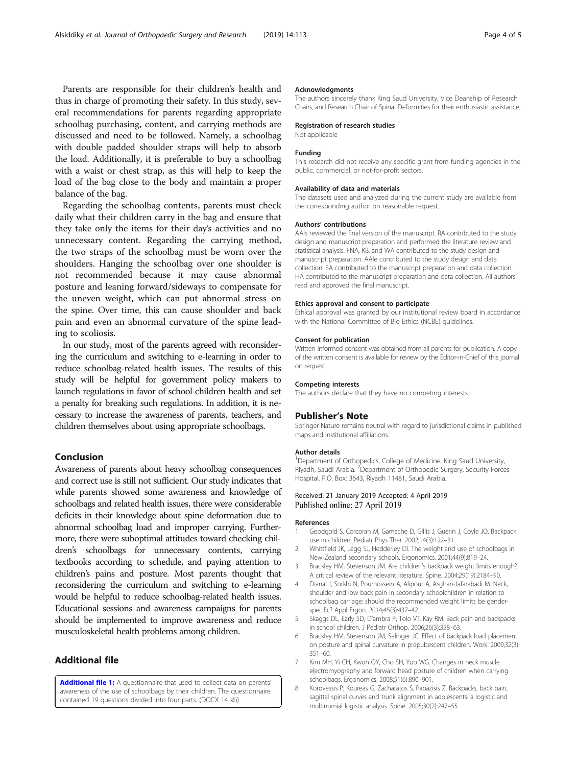Parents are responsible for their children's health and thus in charge of promoting their safety. In this study, several recommendations for parents regarding appropriate schoolbag purchasing, content, and carrying methods are discussed and need to be followed. Namely, a schoolbag with double padded shoulder straps will help to absorb the load. Additionally, it is preferable to buy a schoolbag with a waist or chest strap, as this will help to keep the load of the bag close to the body and maintain a proper balance of the bag.

Regarding the schoolbag contents, parents must check daily what their children carry in the bag and ensure that they take only the items for their day's activities and no unnecessary content. Regarding the carrying method, the two straps of the schoolbag must be worn over the shoulders. Hanging the schoolbag over one shoulder is not recommended because it may cause abnormal posture and leaning forward/sideways to compensate for the uneven weight, which can put abnormal stress on the spine. Over time, this can cause shoulder and back pain and even an abnormal curvature of the spine leading to scoliosis.

In our study, most of the parents agreed with reconsidering the curriculum and switching to e-learning in order to reduce schoolbag-related health issues. The results of this study will be helpful for government policy makers to launch regulations in favor of school children health and set a penalty for breaking such regulations. In addition, it is necessary to increase the awareness of parents, teachers, and children themselves about using appropriate schoolbags.

## Conclusion

Awareness of parents about heavy schoolbag consequences and correct use is still not sufficient. Our study indicates that while parents showed some awareness and knowledge of schoolbags and related health issues, there were considerable deficits in their knowledge about spine deformation due to abnormal schoolbag load and improper carrying. Furthermore, there were suboptimal attitudes toward checking children's schoolbags for unnecessary contents, carrying textbooks according to schedule, and paying attention to children's pains and posture. Most parents thought that reconsidering the curriculum and switching to e-learning would be helpful to reduce schoolbag-related health issues. Educational sessions and awareness campaigns for parents should be implemented to improve awareness and reduce musculoskeletal health problems among children.

## Additional file

**Additional file 1:** A questionnaire that used to collect data on parents' awareness of the use of schoolbags by their children. The questionnaire contained 19 questions divided into four parts. (DOCX 14 kb)

#### Acknowledgments

The authors sincerely thank King Saud University, Vice Deanship of Research Chairs, and Research Chair of Spinal Deformities for their enthusiastic assistance.

#### Registration of research studies

Not applicable

#### Funding

This research did not receive any specific grant from funding agencies in the public, commercial, or not-for-profit sectors.

#### Availability of data and materials

The datasets used and analyzed during the current study are available from the corresponding author on reasonable request.

#### Authors' contributions

AAls reviewed the final version of the manuscript. RA contributed to the study design and manuscript preparation and performed the literature review and statistical analysis. FNA, KB, and WA contributed to the study design and manuscript preparation. AAle contributed to the study design and data collection. SA contributed to the manuscript preparation and data collection. HA contributed to the manuscript preparation and data collection. All authors read and approved the final manuscript.

#### Ethics approval and consent to participate

Ethical approval was granted by our institutional review board in accordance with the National Committee of Bio Ethics (NCBE) guidelines.

#### Consent for publication

Written informed consent was obtained from all parents for publication. A copy of the written consent is available for review by the Editor-in-Chief of this journal on request.

#### Competing interests

The authors declare that they have no competing interests.

## Publisher's Note

Springer Nature remains neutral with regard to jurisdictional claims in published maps and institutional affiliations.

#### Author details

[1]Department of Orthopedics, College of Medicine, King Saud University, Riyadh, Saudi Arabia. [2]Department of Orthopedic Surgery, Security Forces Hospital, P.O. Box: 3643, Riyadh 11481, Saudi Arabia.

Received: 21 January 2019 Accepted: 4 April 2019
Published online: 27 April 2019

#### References

1. Goodgold S, Corcoran M, Gamache D, Gillis J, Guerin J, Coyle JQ. Backpack use in children. Pediatr Phys Ther. 2002;14(3):122–31.
2. Whittfield JK, Legg SJ, Hedderley DI. The weight and use of schoolbags in New Zealand secondary schools. Ergonomics. 2001;44(9):819–24.
3. Brackley HM, Stevenson JM. Are children's backpack weight limits enough? A critical review of the relevant literature. Spine. 2004;29(19):2184–90.
4. Dianat I, Sorkhi N, Pourhossein A, Alipour A, Asghari-Jafarabadi M. Neck, shoulder and low back pain in secondary schoolchildren in relation to schoolbag carriage: should the recommended weight limits be gender-specific? Appl Ergon. 2014;45(3):437–42.
5. Skaggs DL, Early SD, D'ambra P, Tolo VT, Kay RM. Back pain and backpacks in school children. J Pediatr Orthop. 2006;26(3):358–63.
6. Brackley HM, Stevenson JM, Selinger JC. Effect of backpack load placement on posture and spinal curvature in prepubescent children. Work. 2009;32(3):351–60.
7. Kim MH, Yi CH, Kwon OY, Cho SH, Yoo WG. Changes in neck muscle electromyography and forward head posture of children when carrying schoolbags. Ergonomics. 2008;51(6):890–901.
8. Korovessis P, Koureas G, Zacharatos S, Papazisis Z. Backpacks, back pain, sagittal spinal curves and trunk alignment in adolescents: a logistic and multinomial logistic analysis. Spine. 2005;30(2):247–55.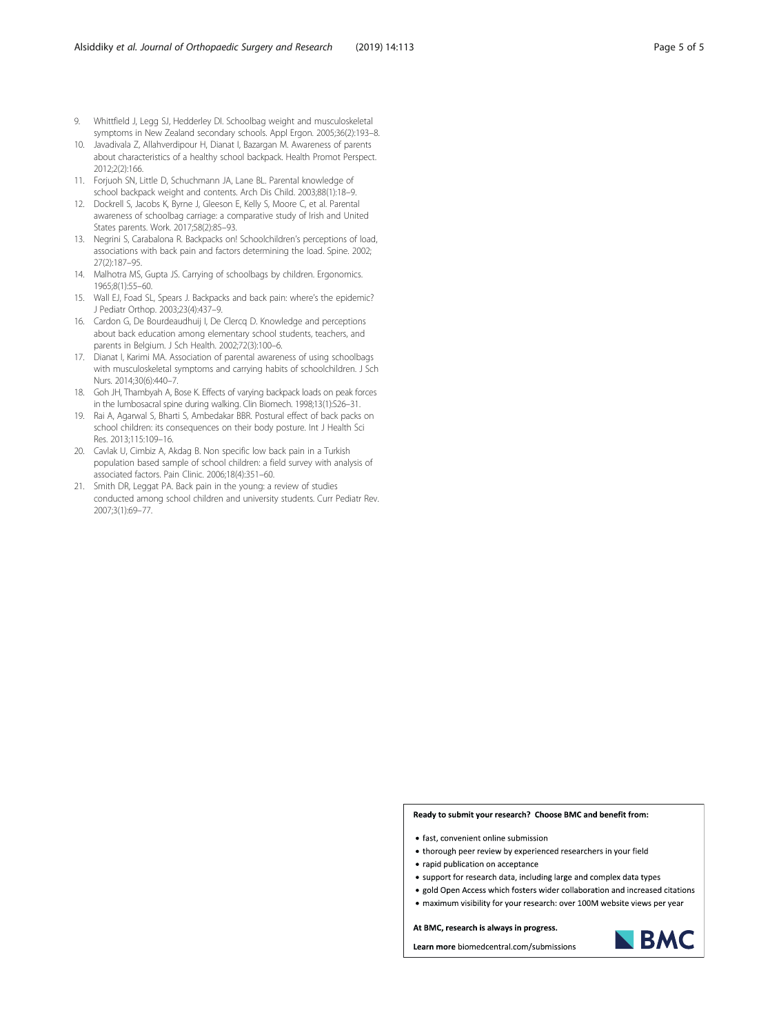9. Whittfield J, Legg SJ, Hedderley DI. Schoolbag weight and musculoskeletal symptoms in New Zealand secondary schools. Appl Ergon. 2005;36(2):193–8.
10. Javadivala Z, Allahverdipour H, Dianat I, Bazargan M. Awareness of parents about characteristics of a healthy school backpack. Health Promot Perspect. 2012;2(2):166.
11. Forjuoh SN, Little D, Schuchmann JA, Lane BL. Parental knowledge of school backpack weight and contents. Arch Dis Child. 2003;88(1):18–9.
12. Dockrell S, Jacobs K, Byrne J, Gleeson E, Kelly S, Moore C, et al. Parental awareness of schoolbag carriage: a comparative study of Irish and United States parents. Work. 2017;58(2):85–93.
13. Negrini S, Carabalona R. Backpacks on! Schoolchildren's perceptions of load, associations with back pain and factors determining the load. Spine. 2002; 27(2):187–95.
14. Malhotra MS, Gupta JS. Carrying of schoolbags by children. Ergonomics. 1965;8(1):55–60.
15. Wall EJ, Foad SL, Spears J. Backpacks and back pain: where's the epidemic? J Pediatr Orthop. 2003;23(4):437–9.
16. Cardon G, De Bourdeaudhuij I, De Clercq D. Knowledge and perceptions about back education among elementary school students, teachers, and parents in Belgium. J Sch Health. 2002;72(3):100–6.
17. Dianat I, Karimi MA. Association of parental awareness of using schoolbags with musculoskeletal symptoms and carrying habits of schoolchildren. J Sch Nurs. 2014;30(6):440–7.
18. Goh JH, Thambyah A, Bose K. Effects of varying backpack loads on peak forces in the lumbosacral spine during walking. Clin Biomech. 1998;13(1):S26–31.
19. Rai A, Agarwal S, Bharti S, Ambedakar BBR. Postural effect of back packs on school children: its consequences on their body posture. Int J Health Sci Res. 2013;115:109–16.
20. Cavlak U, Cimbiz A, Akdag B. Non specific low back pain in a Turkish population based sample of school children: a field survey with analysis of associated factors. Pain Clinic. 2006;18(4):351–60.
21. Smith DR, Leggat PA. Back pain in the young: a review of studies conducted among school children and university students. Curr Pediatr Rev. 2007;3(1):69–77.

**Ready to submit your research? Choose BMC and benefit from:**

- fast, convenient online submission
- thorough peer review by experienced researchers in your field
- rapid publication on acceptance
- support for research data, including large and complex data types
- gold Open Access which fosters wider collaboration and increased citations
- maximum visibility for your research: over 100M website views per year

**At BMC, research is always in progress.**

**Learn more** biomedcentral.com/submissions

BMC